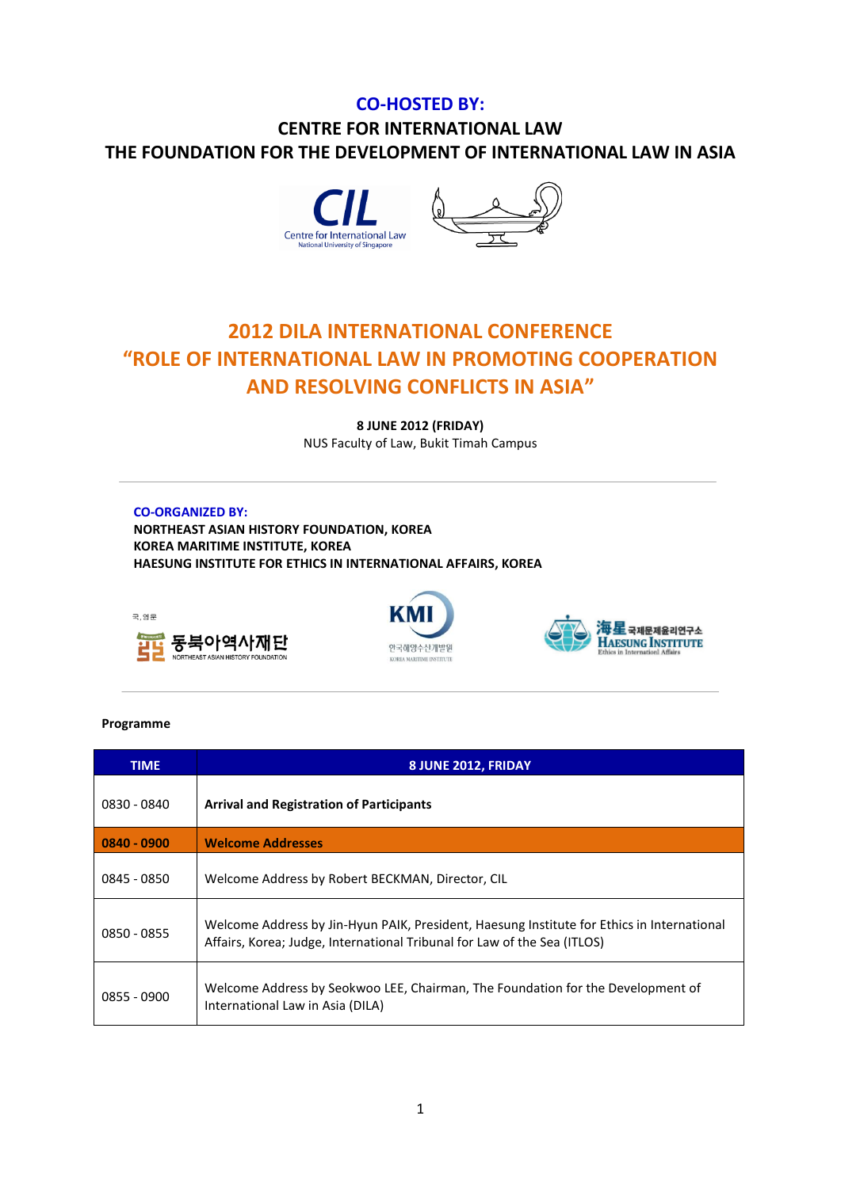**CO-HOSTED BY:**

**CENTRE FOR INTERNATIONAL LAW**

**THE FOUNDATION FOR THE DEVELOPMENT OF INTERNATIONAL LAW IN ASIA**

# 2012 DILA INTERNATIONAL CONFERENCE
# "ROLE OF INTERNATIONAL LAW IN PROMOTING COOPERATION AND RESOLVING CONFLICTS IN ASIA"

**8 JUNE 2012 (FRIDAY)**

NUS Faculty of Law, Bukit Timah Campus

---

**CO-ORGANIZED BY:**

**NORTHEAST ASIAN HISTORY FOUNDATION, KOREA**

**KOREA MARITIME INSTITUTE, KOREA**

**HAESUNG INSTITUTE FOR ETHICS IN INTERNATIONAL AFFAIRS, KOREA**

---

**Programme**

| TIME | 8 JUNE 2012, FRIDAY |
|---|---|
| 0830 - 0840 | **Arrival and Registration of Participants** |
| **0840 - 0900** | **Welcome Addresses** |
| 0845 - 0850 | Welcome Address by Robert BECKMAN, Director, CIL |
| 0850 - 0855 | Welcome Address by Jin-Hyun PAIK, President, Haesung Institute for Ethics in International Affairs, Korea; Judge, International Tribunal for Law of the Sea (ITLOS) |
| 0855 - 0900 | Welcome Address by Seokwoo LEE, Chairman, The Foundation for the Development of International Law in Asia (DILA) |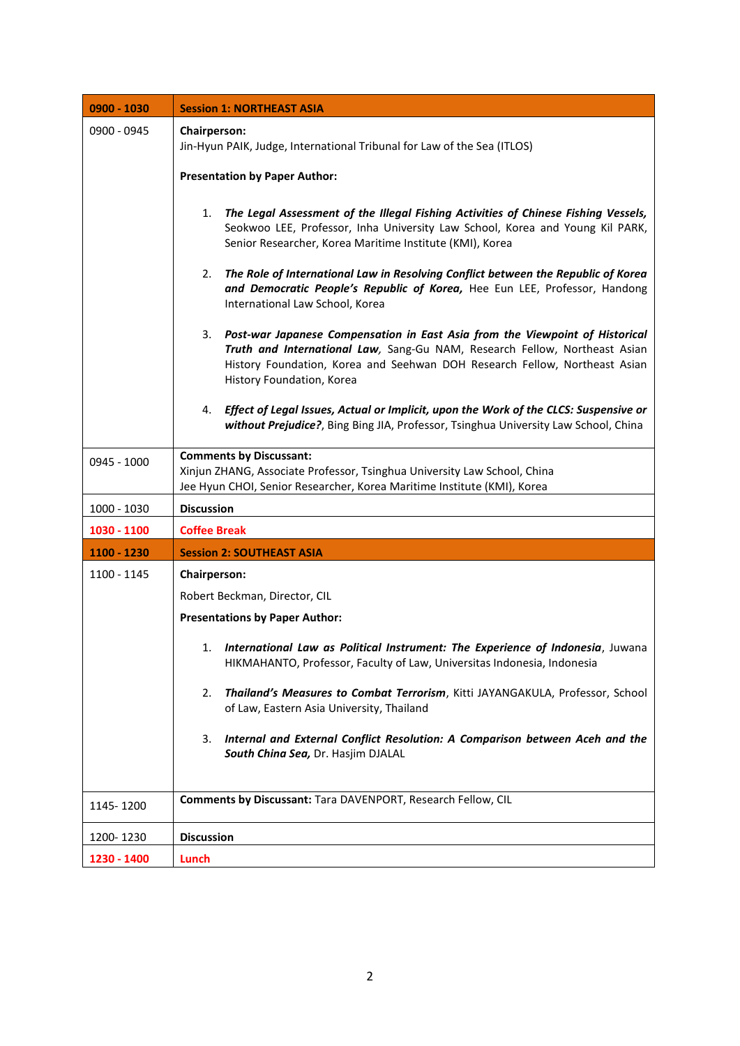| 0900 - 1030 | **Session 1: NORTHEAST ASIA** |
|---|---|
| 0900 - 0945 | **Chairperson:**<br>Jin-Hyun PAIK, Judge, International Tribunal for Law of the Sea (ITLOS)<br><br>**Presentation by Paper Author:**<br><br>1. ***The Legal Assessment of the Illegal Fishing Activities of Chinese Fishing Vessels,*** Seokwoo LEE, Professor, Inha University Law School, Korea and Young Kil PARK, Senior Researcher, Korea Maritime Institute (KMI), Korea<br><br>2. ***The Role of International Law in Resolving Conflict between the Republic of Korea and Democratic People's Republic of Korea,*** Hee Eun LEE, Professor, Handong International Law School, Korea<br><br>3. ***Post-war Japanese Compensation in East Asia from the Viewpoint of Historical Truth and International Law,*** Sang-Gu NAM, Research Fellow, Northeast Asian History Foundation, Korea and Seehwan DOH Research Fellow, Northeast Asian History Foundation, Korea<br><br>4. ***Effect of Legal Issues, Actual or Implicit, upon the Work of the CLCS: Suspensive or without Prejudice?***, Bing Bing JIA, Professor, Tsinghua University Law School, China |
| 0945 - 1000 | **Comments by Discussant:**<br>Xinjun ZHANG, Associate Professor, Tsinghua University Law School, China<br>Jee Hyun CHOI, Senior Researcher, Korea Maritime Institute (KMI), Korea |
| 1000 - 1030 | **Discussion** |
| **1030 - 1100** | **Coffee Break** |
| **1100 - 1230** | **Session 2: SOUTHEAST ASIA** |
| 1100 - 1145 | **Chairperson:**<br>Robert Beckman, Director, CIL<br><br>**Presentations by Paper Author:**<br><br>1. ***International Law as Political Instrument: The Experience of Indonesia***, Juwana HIKMAHANTO, Professor, Faculty of Law, Universitas Indonesia, Indonesia<br><br>2. ***Thailand's Measures to Combat Terrorism***, Kitti JAYANGAKULA, Professor, School of Law, Eastern Asia University, Thailand<br><br>3. ***Internal and External Conflict Resolution: A Comparison between Aceh and the South China Sea,*** Dr. Hasjim DJALAL |
| 1145- 1200 | **Comments by Discussant:** Tara DAVENPORT, Research Fellow, CIL |
| 1200- 1230 | **Discussion** |
| **1230 - 1400** | **Lunch** |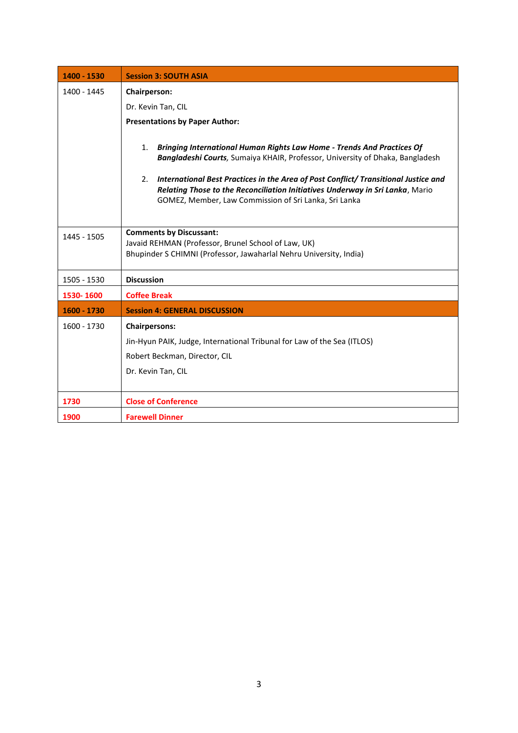| | |
|---|---|
| **1400 - 1530** | **Session 3: SOUTH ASIA** |
| 1400 - 1445 | **Chairperson:**<br>Dr. Kevin Tan, CIL<br>**Presentations by Paper Author:**<br>1. ***Bringing International Human Rights Law Home - Trends And Practices Of Bangladeshi Courts,*** Sumaiya KHAIR, Professor, University of Dhaka, Bangladesh<br>2. ***International Best Practices in the Area of Post Conflict/ Transitional Justice and Relating Those to the Reconciliation Initiatives Underway in Sri Lanka***, Mario GOMEZ, Member, Law Commission of Sri Lanka, Sri Lanka |
| 1445 - 1505 | **Comments by Discussant:**<br>Javaid REHMAN (Professor, Brunel School of Law, UK)<br>Bhupinder S CHIMNI (Professor, Jawaharlal Nehru University, India) |
| 1505 - 1530 | **Discussion** |
| **1530- 1600** | **Coffee Break** |
| **1600 - 1730** | **Session 4: GENERAL DISCUSSION** |
| 1600 - 1730 | **Chairpersons:**<br>Jin-Hyun PAIK, Judge, International Tribunal for Law of the Sea (ITLOS)<br>Robert Beckman, Director, CIL<br>Dr. Kevin Tan, CIL |
| **1730** | **Close of Conference** |
| **1900** | **Farewell Dinner** |